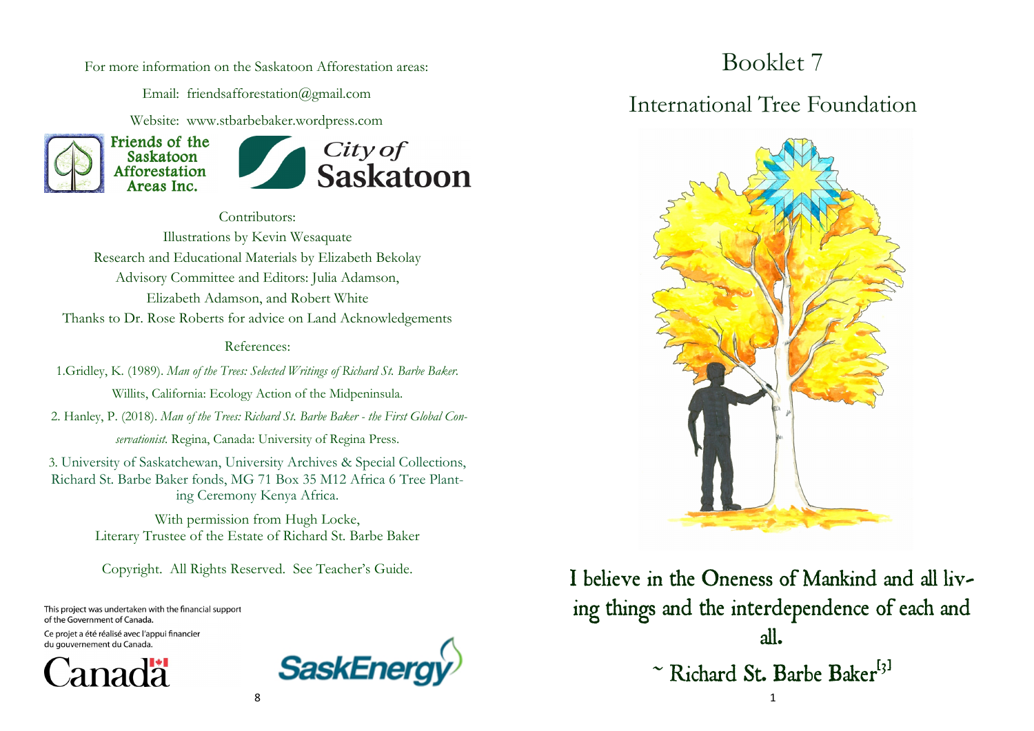For more information on the Saskatoon Afforestation areas:

Email: friendsafforestation@gmail.com

Website: www.stbarbebaker.wordpress.com

Friends of the Saskatoon Afforestation Areas Inc.

City of Saskatoon

Contributors:

Illustrations by Kevin Wesaquate

Research and Educational Materials by Elizabeth Bekolay

Advisory Committee and Editors: Julia Adamson, Elizabeth Adamson, and Robert White

Thanks to Dr. Rose Roberts for advice on Land Acknowledgements

References:

1. Gridley, K. (1989). *Man of the Trees: Selected Writings of Richard St. Barbe Baker.* Willits, California: Ecology Action of the Midpeninsula.

2. Hanley, P. (2018). *Man of the Trees: Richard St. Barbe Baker - the First Global Conservationist.* Regina, Canada: University of Regina Press.

3. University of Saskatchewan, University Archives & Special Collections, Richard St. Barbe Baker fonds, MG 71 Box 35 M12 Africa 6 Tree Planting Ceremony Kenya Africa.

With permission from Hugh Locke, Literary Trustee of the Estate of Richard St. Barbe Baker

Copyright. All Rights Reserved. See Teacher's Guide.

This project was undertaken with the financial support of the Government of Canada.

Ce projet a été réalisé avec l'appui financier du gouvernement du Canada.

Canada

SaskEnergy

# Booklet 7

## International Tree Foundation

I believe in the Oneness of Mankind and all living things and the interdependence of each and all.

~ Richard St. Barbe Baker[3]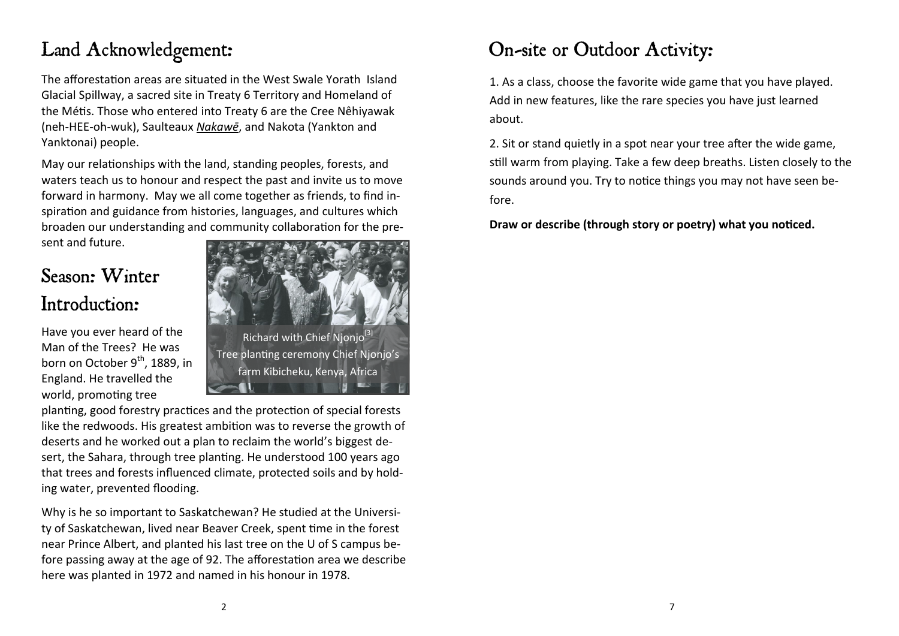# Land Acknowledgement:

The afforestation areas are situated in the West Swale Yorath Island Glacial Spillway, a sacred site in Treaty 6 Territory and Homeland of the Métis. Those who entered into Treaty 6 are the Cree Nêhiyawak (neh-HEE-oh-wuk), Saulteaux ***Nakawē***, and Nakota (Yankton and Yanktonai) people.

May our relationships with the land, standing peoples, forests, and waters teach us to honour and respect the past and invite us to move forward in harmony. May we all come together as friends, to find inspiration and guidance from histories, languages, and cultures which broaden our understanding and community collaboration for the present and future.

# Season: Winter

# Introduction:

Richard with Chief Njonjo[3]
Tree planting ceremony Chief Njonjo's farm Kibicheku, Kenya, Africa

Have you ever heard of the Man of the Trees? He was born on October 9th, 1889, in England. He travelled the world, promoting tree planting, good forestry practices and the protection of special forests like the redwoods. His greatest ambition was to reverse the growth of deserts and he worked out a plan to reclaim the world's biggest desert, the Sahara, through tree planting. He understood 100 years ago that trees and forests influenced climate, protected soils and by holding water, prevented flooding.

Why is he so important to Saskatchewan? He studied at the University of Saskatchewan, lived near Beaver Creek, spent time in the forest near Prince Albert, and planted his last tree on the U of S campus before passing away at the age of 92. The afforestation area we describe here was planted in 1972 and named in his honour in 1978.

# On-site or Outdoor Activity:

1. As a class, choose the favorite wide game that you have played. Add in new features, like the rare species you have just learned about.

2. Sit or stand quietly in a spot near your tree after the wide game, still warm from playing. Take a few deep breaths. Listen closely to the sounds around you. Try to notice things you may not have seen before.

**Draw or describe (through story or poetry) what you noticed.**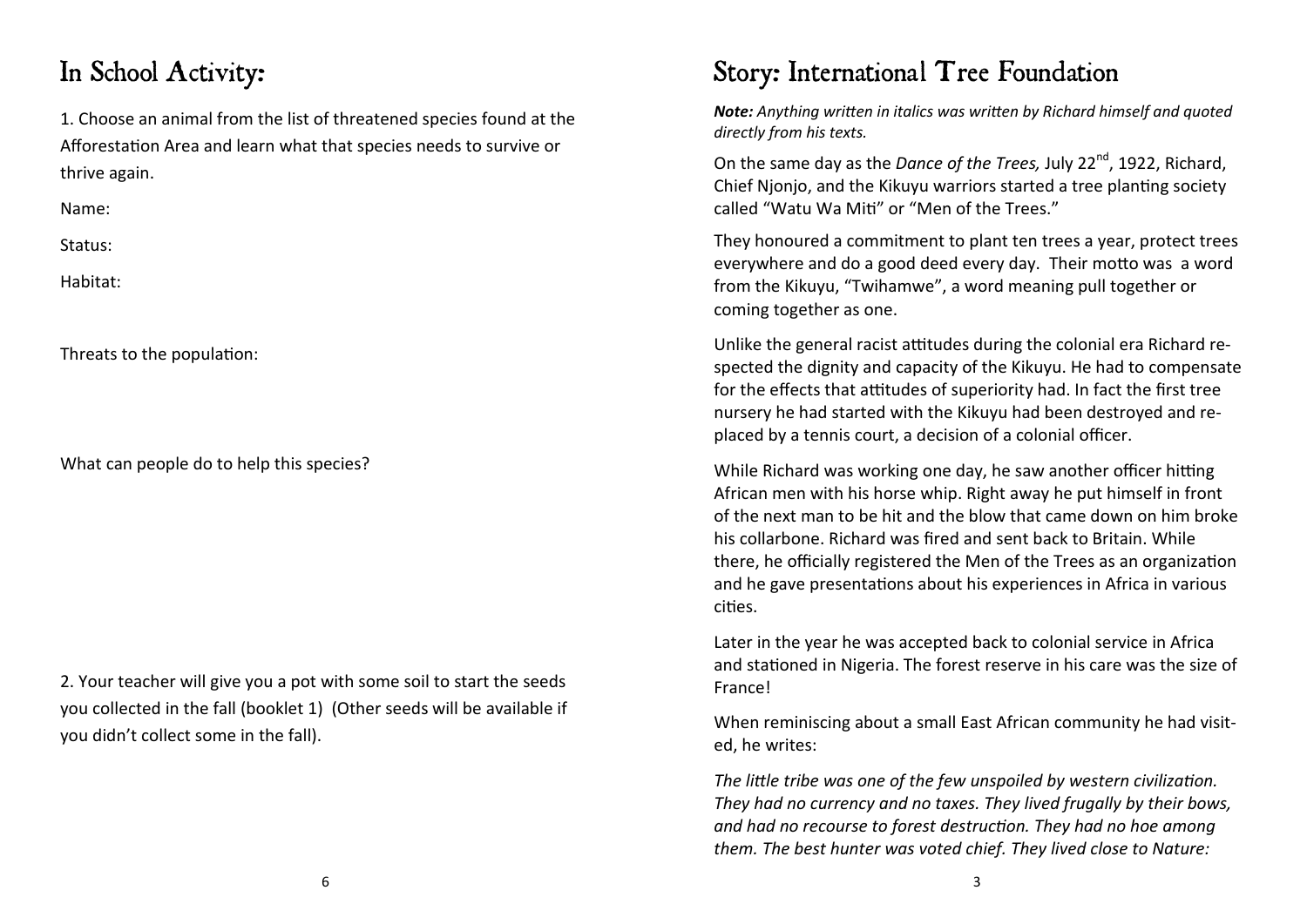# In School Activity:

1. Choose an animal from the list of threatened species found at the Afforestation Area and learn what that species needs to survive or thrive again.

Name:

Status:

Habitat:

Threats to the population:

What can people do to help this species?

2. Your teacher will give you a pot with some soil to start the seeds you collected in the fall (booklet 1) (Other seeds will be available if you didn't collect some in the fall).

# Story: International Tree Foundation

***Note:*** *Anything written in italics was written by Richard himself and quoted directly from his texts.*

On the same day as the *Dance of the Trees,* July 22nd, 1922, Richard, Chief Njonjo, and the Kikuyu warriors started a tree planting society called "Watu Wa Miti" or "Men of the Trees."

They honoured a commitment to plant ten trees a year, protect trees everywhere and do a good deed every day. Their motto was a word from the Kikuyu, "Twihamwe", a word meaning pull together or coming together as one.

Unlike the general racist attitudes during the colonial era Richard respected the dignity and capacity of the Kikuyu. He had to compensate for the effects that attitudes of superiority had. In fact the first tree nursery he had started with the Kikuyu had been destroyed and replaced by a tennis court, a decision of a colonial officer.

While Richard was working one day, he saw another officer hitting African men with his horse whip. Right away he put himself in front of the next man to be hit and the blow that came down on him broke his collarbone. Richard was fired and sent back to Britain. While there, he officially registered the Men of the Trees as an organization and he gave presentations about his experiences in Africa in various cities.

Later in the year he was accepted back to colonial service in Africa and stationed in Nigeria. The forest reserve in his care was the size of France!

When reminiscing about a small East African community he had visited, he writes:

*The little tribe was one of the few unspoiled by western civilization. They had no currency and no taxes. They lived frugally by their bows, and had no recourse to forest destruction. They had no hoe among them. The best hunter was voted chief. They lived close to Nature:*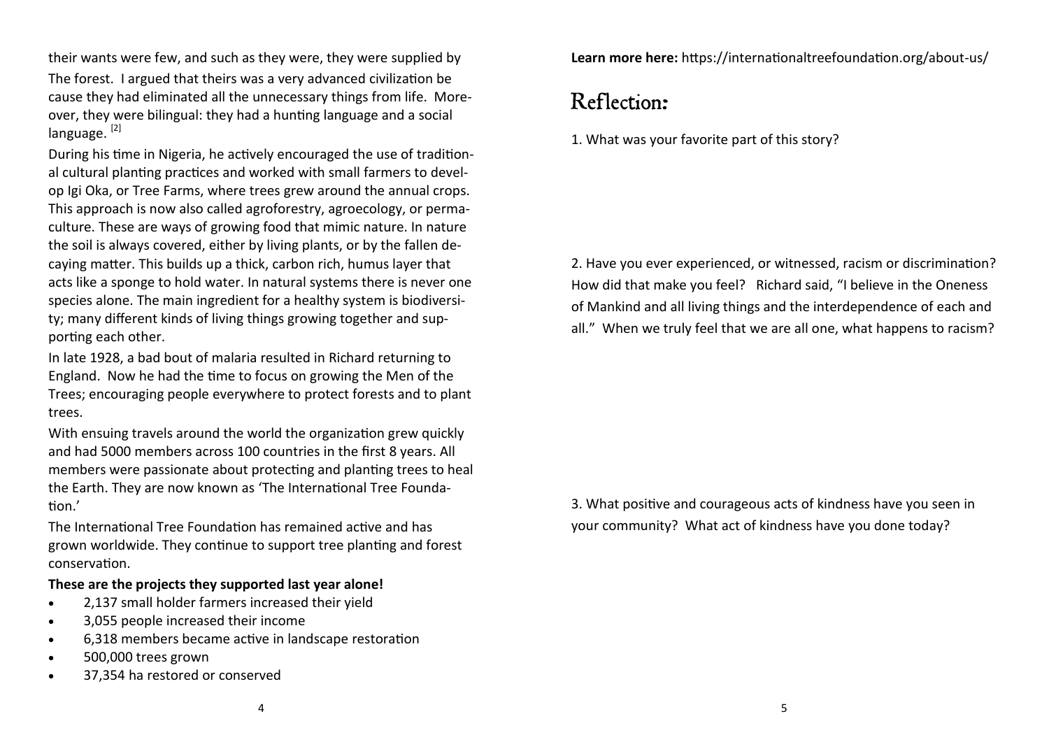their wants were few, and such as they were, they were supplied by The forest. I argued that theirs was a very advanced civilization because they had eliminated all the unnecessary things from life. Moreover, they were bilingual: they had a hunting language and a social language. [2]

During his time in Nigeria, he actively encouraged the use of traditional cultural planting practices and worked with small farmers to develop Igi Oka, or Tree Farms, where trees grew around the annual crops. This approach is now also called agroforestry, agroecology, or permaculture. These are ways of growing food that mimic nature. In nature the soil is always covered, either by living plants, or by the fallen decaying matter. This builds up a thick, carbon rich, humus layer that acts like a sponge to hold water. In natural systems there is never one species alone. The main ingredient for a healthy system is biodiversity; many different kinds of living things growing together and supporting each other.

In late 1928, a bad bout of malaria resulted in Richard returning to England. Now he had the time to focus on growing the Men of the Trees; encouraging people everywhere to protect forests and to plant trees.

With ensuing travels around the world the organization grew quickly and had 5000 members across 100 countries in the first 8 years. All members were passionate about protecting and planting trees to heal the Earth. They are now known as 'The International Tree Foundation.'

The International Tree Foundation has remained active and has grown worldwide. They continue to support tree planting and forest conservation.

**These are the projects they supported last year alone!**

- 2,137 small holder farmers increased their yield
- 3,055 people increased their income
- 6,318 members became active in landscape restoration
- 500,000 trees grown
- 37,354 ha restored or conserved

**Learn more here:** https://internationaltreefoundation.org/about-us/

# Reflection:

1. What was your favorite part of this story?

2. Have you ever experienced, or witnessed, racism or discrimination? How did that make you feel? Richard said, "I believe in the Oneness of Mankind and all living things and the interdependence of each and all." When we truly feel that we are all one, what happens to racism?

3. What positive and courageous acts of kindness have you seen in your community? What act of kindness have you done today?